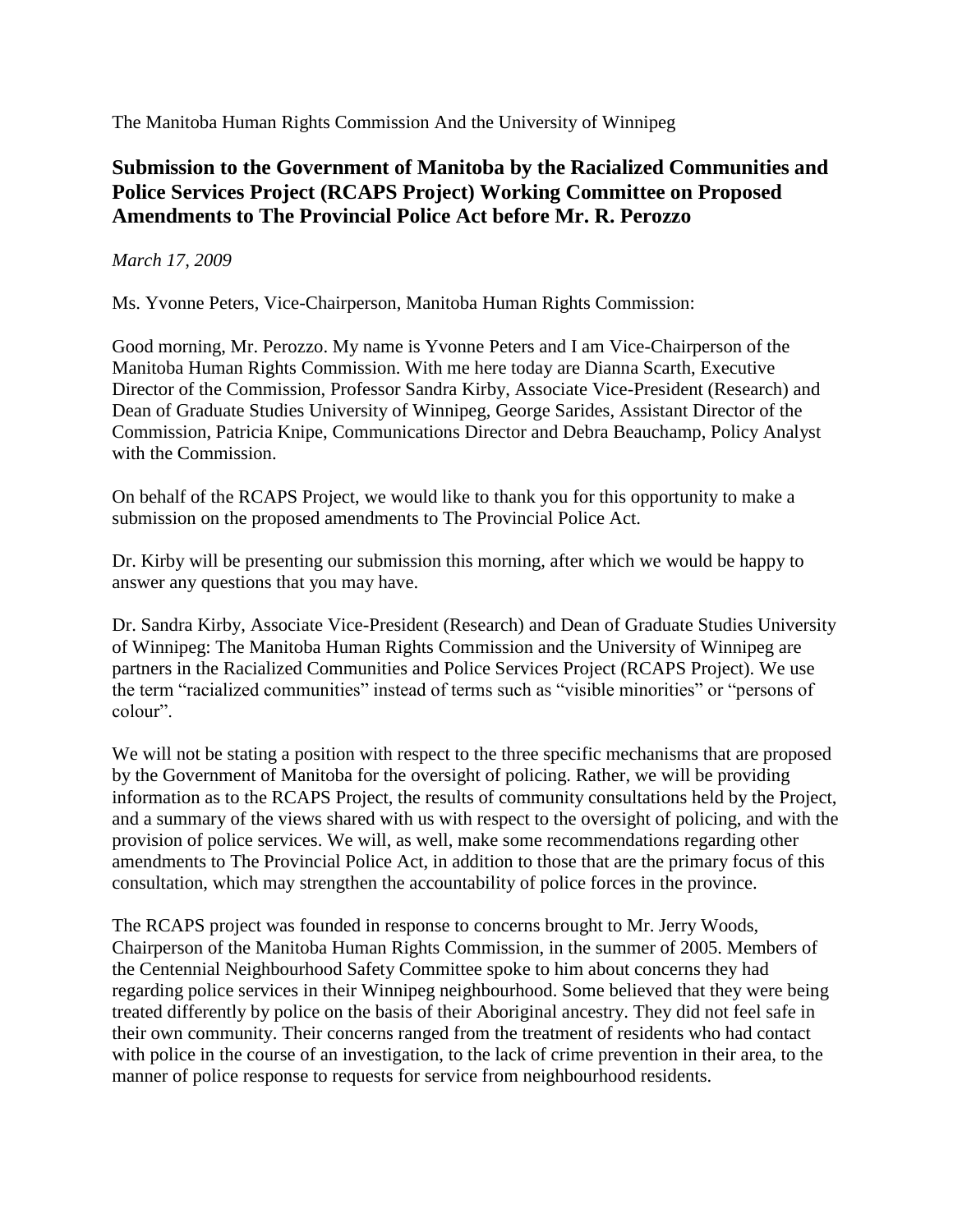The Manitoba Human Rights Commission And the University of Winnipeg

## Submission to the Government of Manitoba by the Racialized Communities and Police Services Project (RCAPS Project) Working Committee on Proposed Amendments to The Provincial Police Act before Mr. R. Perozzo

*March 17, 2009*

Ms. Yvonne Peters, Vice-Chairperson, Manitoba Human Rights Commission:

Good morning, Mr. Perozzo. My name is Yvonne Peters and I am Vice-Chairperson of the Manitoba Human Rights Commission. With me here today are Dianna Scarth, Executive Director of the Commission, Professor Sandra Kirby, Associate Vice-President (Research) and Dean of Graduate Studies University of Winnipeg, George Sarides, Assistant Director of the Commission, Patricia Knipe, Communications Director and Debra Beauchamp, Policy Analyst with the Commission.

On behalf of the RCAPS Project, we would like to thank you for this opportunity to make a submission on the proposed amendments to The Provincial Police Act.

Dr. Kirby will be presenting our submission this morning, after which we would be happy to answer any questions that you may have.

Dr. Sandra Kirby, Associate Vice-President (Research) and Dean of Graduate Studies University of Winnipeg: The Manitoba Human Rights Commission and the University of Winnipeg are partners in the Racialized Communities and Police Services Project (RCAPS Project). We use the term "racialized communities" instead of terms such as "visible minorities" or "persons of colour".

We will not be stating a position with respect to the three specific mechanisms that are proposed by the Government of Manitoba for the oversight of policing. Rather, we will be providing information as to the RCAPS Project, the results of community consultations held by the Project, and a summary of the views shared with us with respect to the oversight of policing, and with the provision of police services. We will, as well, make some recommendations regarding other amendments to The Provincial Police Act, in addition to those that are the primary focus of this consultation, which may strengthen the accountability of police forces in the province.

The RCAPS project was founded in response to concerns brought to Mr. Jerry Woods, Chairperson of the Manitoba Human Rights Commission, in the summer of 2005. Members of the Centennial Neighbourhood Safety Committee spoke to him about concerns they had regarding police services in their Winnipeg neighbourhood. Some believed that they were being treated differently by police on the basis of their Aboriginal ancestry. They did not feel safe in their own community. Their concerns ranged from the treatment of residents who had contact with police in the course of an investigation, to the lack of crime prevention in their area, to the manner of police response to requests for service from neighbourhood residents.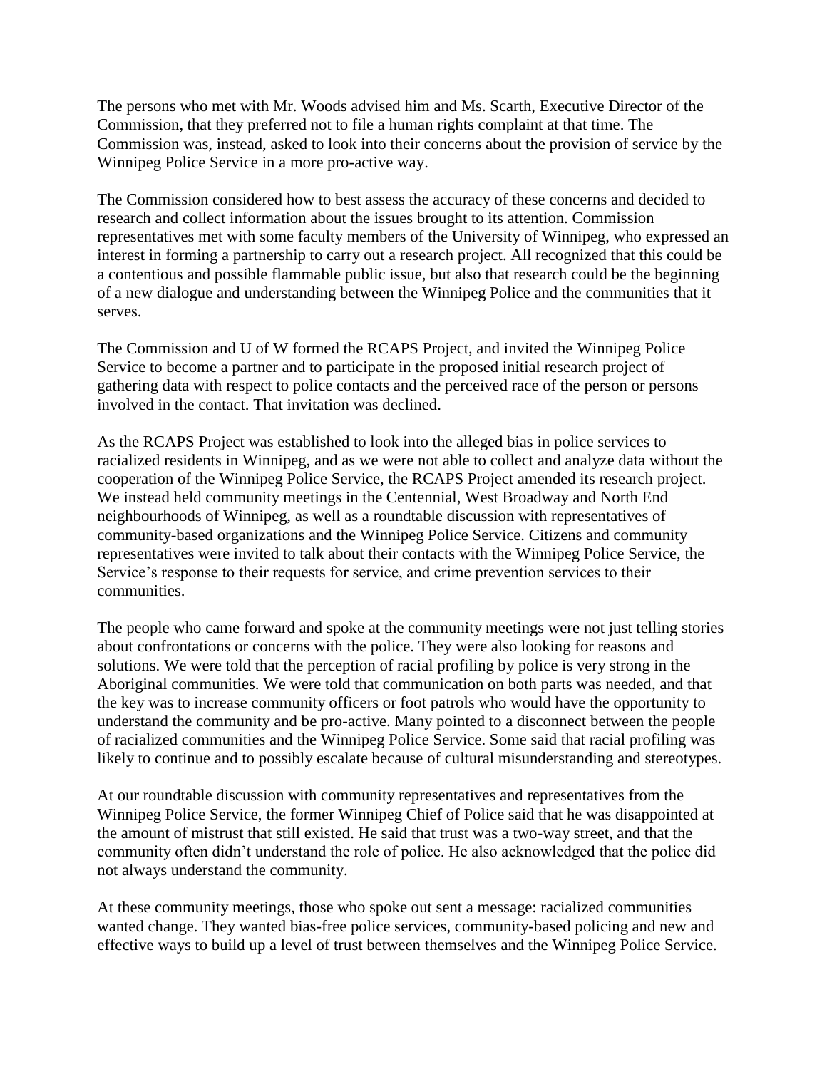The persons who met with Mr. Woods advised him and Ms. Scarth, Executive Director of the Commission, that they preferred not to file a human rights complaint at that time. The Commission was, instead, asked to look into their concerns about the provision of service by the Winnipeg Police Service in a more pro-active way.

The Commission considered how to best assess the accuracy of these concerns and decided to research and collect information about the issues brought to its attention. Commission representatives met with some faculty members of the University of Winnipeg, who expressed an interest in forming a partnership to carry out a research project. All recognized that this could be a contentious and possible flammable public issue, but also that research could be the beginning of a new dialogue and understanding between the Winnipeg Police and the communities that it serves.

The Commission and U of W formed the RCAPS Project, and invited the Winnipeg Police Service to become a partner and to participate in the proposed initial research project of gathering data with respect to police contacts and the perceived race of the person or persons involved in the contact. That invitation was declined.

As the RCAPS Project was established to look into the alleged bias in police services to racialized residents in Winnipeg, and as we were not able to collect and analyze data without the cooperation of the Winnipeg Police Service, the RCAPS Project amended its research project. We instead held community meetings in the Centennial, West Broadway and North End neighbourhoods of Winnipeg, as well as a roundtable discussion with representatives of community-based organizations and the Winnipeg Police Service. Citizens and community representatives were invited to talk about their contacts with the Winnipeg Police Service, the Service's response to their requests for service, and crime prevention services to their communities.

The people who came forward and spoke at the community meetings were not just telling stories about confrontations or concerns with the police. They were also looking for reasons and solutions. We were told that the perception of racial profiling by police is very strong in the Aboriginal communities. We were told that communication on both parts was needed, and that the key was to increase community officers or foot patrols who would have the opportunity to understand the community and be pro-active. Many pointed to a disconnect between the people of racialized communities and the Winnipeg Police Service. Some said that racial profiling was likely to continue and to possibly escalate because of cultural misunderstanding and stereotypes.

At our roundtable discussion with community representatives and representatives from the Winnipeg Police Service, the former Winnipeg Chief of Police said that he was disappointed at the amount of mistrust that still existed. He said that trust was a two-way street, and that the community often didn't understand the role of police. He also acknowledged that the police did not always understand the community.

At these community meetings, those who spoke out sent a message: racialized communities wanted change. They wanted bias-free police services, community-based policing and new and effective ways to build up a level of trust between themselves and the Winnipeg Police Service.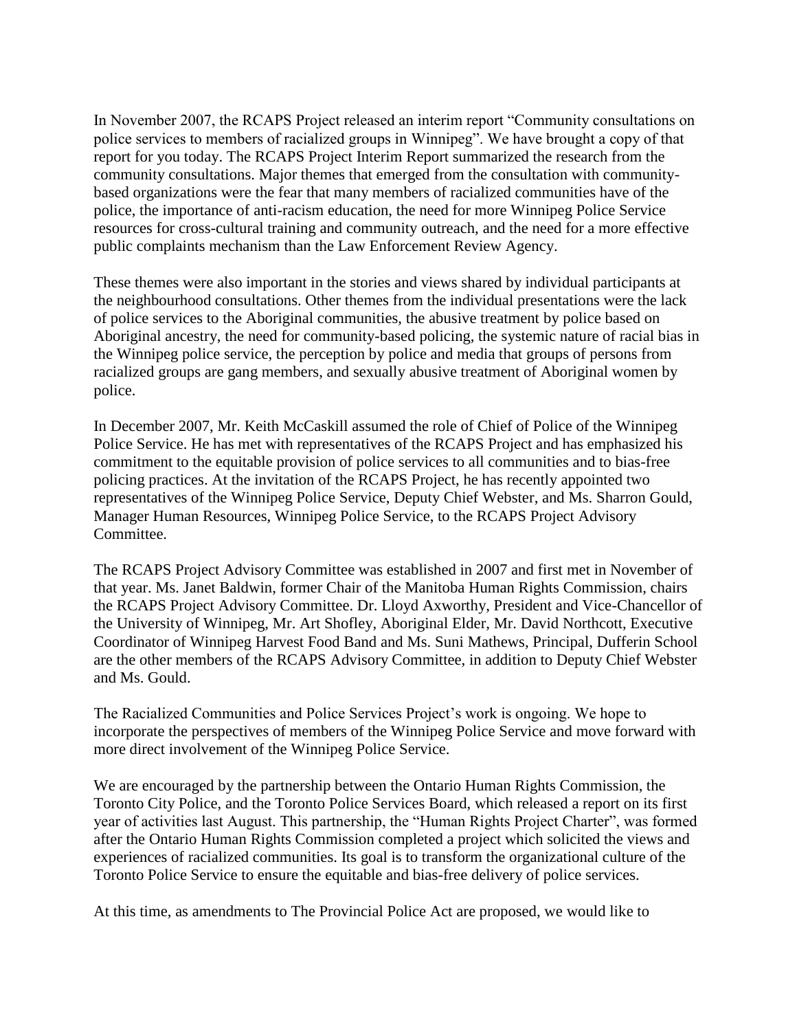In November 2007, the RCAPS Project released an interim report "Community consultations on police services to members of racialized groups in Winnipeg". We have brought a copy of that report for you today. The RCAPS Project Interim Report summarized the research from the community consultations. Major themes that emerged from the consultation with community-based organizations were the fear that many members of racialized communities have of the police, the importance of anti-racism education, the need for more Winnipeg Police Service resources for cross-cultural training and community outreach, and the need for a more effective public complaints mechanism than the Law Enforcement Review Agency.

These themes were also important in the stories and views shared by individual participants at the neighbourhood consultations. Other themes from the individual presentations were the lack of police services to the Aboriginal communities, the abusive treatment by police based on Aboriginal ancestry, the need for community-based policing, the systemic nature of racial bias in the Winnipeg police service, the perception by police and media that groups of persons from racialized groups are gang members, and sexually abusive treatment of Aboriginal women by police.

In December 2007, Mr. Keith McCaskill assumed the role of Chief of Police of the Winnipeg Police Service. He has met with representatives of the RCAPS Project and has emphasized his commitment to the equitable provision of police services to all communities and to bias-free policing practices. At the invitation of the RCAPS Project, he has recently appointed two representatives of the Winnipeg Police Service, Deputy Chief Webster, and Ms. Sharron Gould, Manager Human Resources, Winnipeg Police Service, to the RCAPS Project Advisory Committee.

The RCAPS Project Advisory Committee was established in 2007 and first met in November of that year. Ms. Janet Baldwin, former Chair of the Manitoba Human Rights Commission, chairs the RCAPS Project Advisory Committee. Dr. Lloyd Axworthy, President and Vice-Chancellor of the University of Winnipeg, Mr. Art Shofley, Aboriginal Elder, Mr. David Northcott, Executive Coordinator of Winnipeg Harvest Food Band and Ms. Suni Mathews, Principal, Dufferin School are the other members of the RCAPS Advisory Committee, in addition to Deputy Chief Webster and Ms. Gould.

The Racialized Communities and Police Services Project's work is ongoing. We hope to incorporate the perspectives of members of the Winnipeg Police Service and move forward with more direct involvement of the Winnipeg Police Service.

We are encouraged by the partnership between the Ontario Human Rights Commission, the Toronto City Police, and the Toronto Police Services Board, which released a report on its first year of activities last August. This partnership, the "Human Rights Project Charter", was formed after the Ontario Human Rights Commission completed a project which solicited the views and experiences of racialized communities. Its goal is to transform the organizational culture of the Toronto Police Service to ensure the equitable and bias-free delivery of police services.

At this time, as amendments to The Provincial Police Act are proposed, we would like to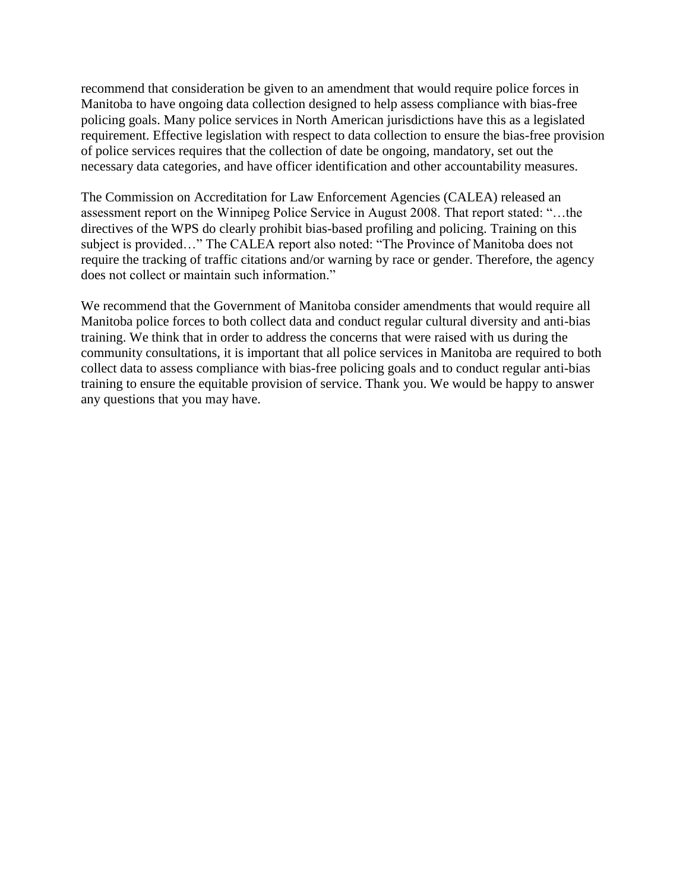recommend that consideration be given to an amendment that would require police forces in Manitoba to have ongoing data collection designed to help assess compliance with bias-free policing goals. Many police services in North American jurisdictions have this as a legislated requirement. Effective legislation with respect to data collection to ensure the bias-free provision of police services requires that the collection of date be ongoing, mandatory, set out the necessary data categories, and have officer identification and other accountability measures.

The Commission on Accreditation for Law Enforcement Agencies (CALEA) released an assessment report on the Winnipeg Police Service in August 2008. That report stated: "…the directives of the WPS do clearly prohibit bias-based profiling and policing. Training on this subject is provided…" The CALEA report also noted: "The Province of Manitoba does not require the tracking of traffic citations and/or warning by race or gender. Therefore, the agency does not collect or maintain such information."

We recommend that the Government of Manitoba consider amendments that would require all Manitoba police forces to both collect data and conduct regular cultural diversity and anti-bias training. We think that in order to address the concerns that were raised with us during the community consultations, it is important that all police services in Manitoba are required to both collect data to assess compliance with bias-free policing goals and to conduct regular anti-bias training to ensure the equitable provision of service. Thank you. We would be happy to answer any questions that you may have.